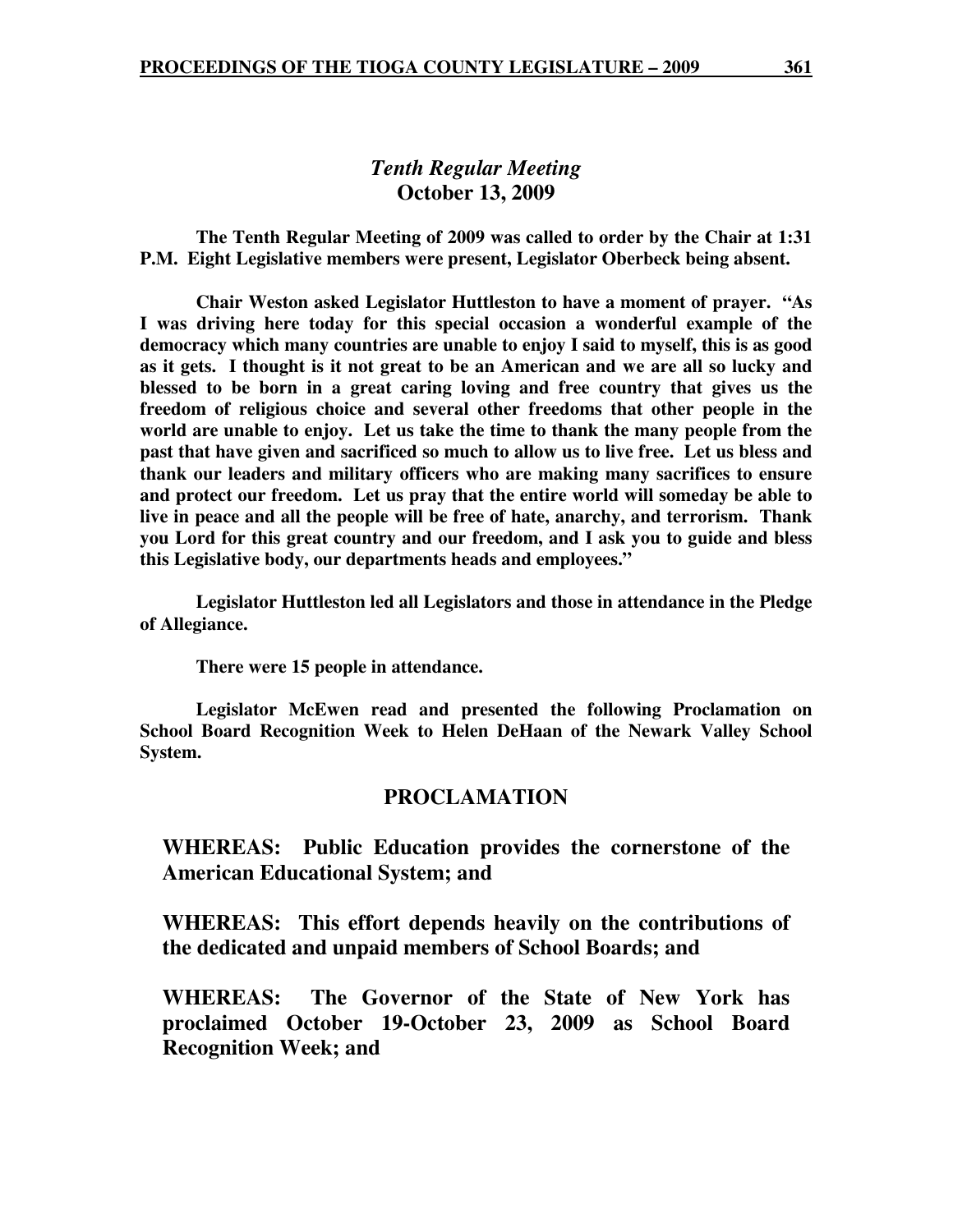## *Tenth Regular Meeting*
## October 13, 2009

**The Tenth Regular Meeting of 2009 was called to order by the Chair at 1:31 P.M. Eight Legislative members were present, Legislator Oberbeck being absent.**

**Chair Weston asked Legislator Huttleston to have a moment of prayer. "As I was driving here today for this special occasion a wonderful example of the democracy which many countries are unable to enjoy I said to myself, this is as good as it gets. I thought is it not great to be an American and we are all so lucky and blessed to be born in a great caring loving and free country that gives us the freedom of religious choice and several other freedoms that other people in the world are unable to enjoy. Let us take the time to thank the many people from the past that have given and sacrificed so much to allow us to live free. Let us bless and thank our leaders and military officers who are making many sacrifices to ensure and protect our freedom. Let us pray that the entire world will someday be able to live in peace and all the people will be free of hate, anarchy, and terrorism. Thank you Lord for this great country and our freedom, and I ask you to guide and bless this Legislative body, our departments heads and employees."**

**Legislator Huttleston led all Legislators and those in attendance in the Pledge of Allegiance.**

**There were 15 people in attendance.**

**Legislator McEwen read and presented the following Proclamation on School Board Recognition Week to Helen DeHaan of the Newark Valley School System.**

## PROCLAMATION

**WHEREAS: Public Education provides the cornerstone of the American Educational System; and**

**WHEREAS: This effort depends heavily on the contributions of the dedicated and unpaid members of School Boards; and**

**WHEREAS: The Governor of the State of New York has proclaimed October 19-October 23, 2009 as School Board Recognition Week; and**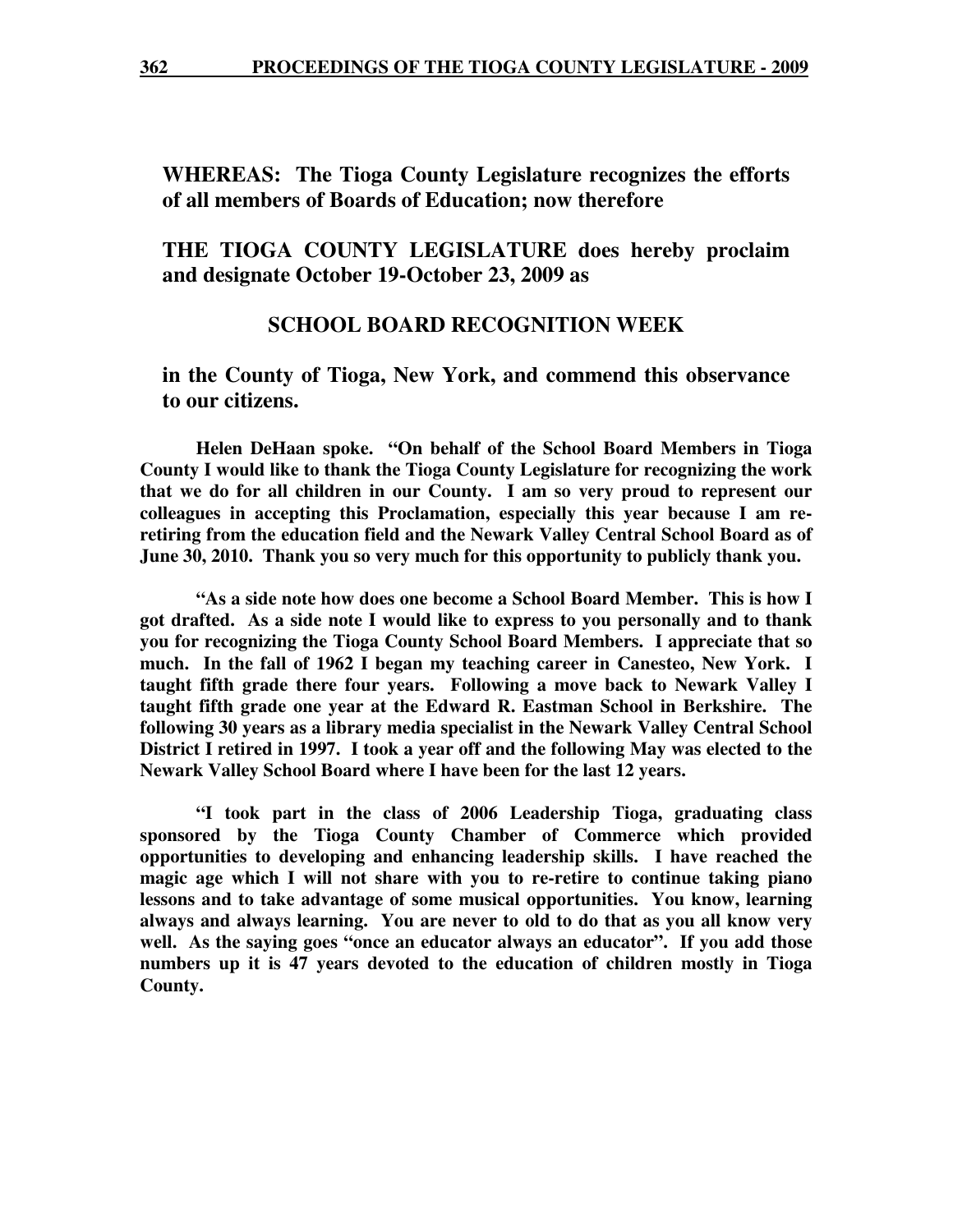**WHEREAS: The Tioga County Legislature recognizes the efforts of all members of Boards of Education; now therefore**

**THE TIOGA COUNTY LEGISLATURE does hereby proclaim and designate October 19-October 23, 2009 as**

**SCHOOL BOARD RECOGNITION WEEK**

**in the County of Tioga, New York, and commend this observance to our citizens.**

**Helen DeHaan spoke. "On behalf of the School Board Members in Tioga County I would like to thank the Tioga County Legislature for recognizing the work that we do for all children in our County. I am so very proud to represent our colleagues in accepting this Proclamation, especially this year because I am re-retiring from the education field and the Newark Valley Central School Board as of June 30, 2010. Thank you so very much for this opportunity to publicly thank you.**

**"As a side note how does one become a School Board Member. This is how I got drafted. As a side note I would like to express to you personally and to thank you for recognizing the Tioga County School Board Members. I appreciate that so much. In the fall of 1962 I began my teaching career in Canesteo, New York. I taught fifth grade there four years. Following a move back to Newark Valley I taught fifth grade one year at the Edward R. Eastman School in Berkshire. The following 30 years as a library media specialist in the Newark Valley Central School District I retired in 1997. I took a year off and the following May was elected to the Newark Valley School Board where I have been for the last 12 years.**

**"I took part in the class of 2006 Leadership Tioga, graduating class sponsored by the Tioga County Chamber of Commerce which provided opportunities to developing and enhancing leadership skills. I have reached the magic age which I will not share with you to re-retire to continue taking piano lessons and to take advantage of some musical opportunities. You know, learning always and always learning. You are never to old to do that as you all know very well. As the saying goes "once an educator always an educator". If you add those numbers up it is 47 years devoted to the education of children mostly in Tioga County.**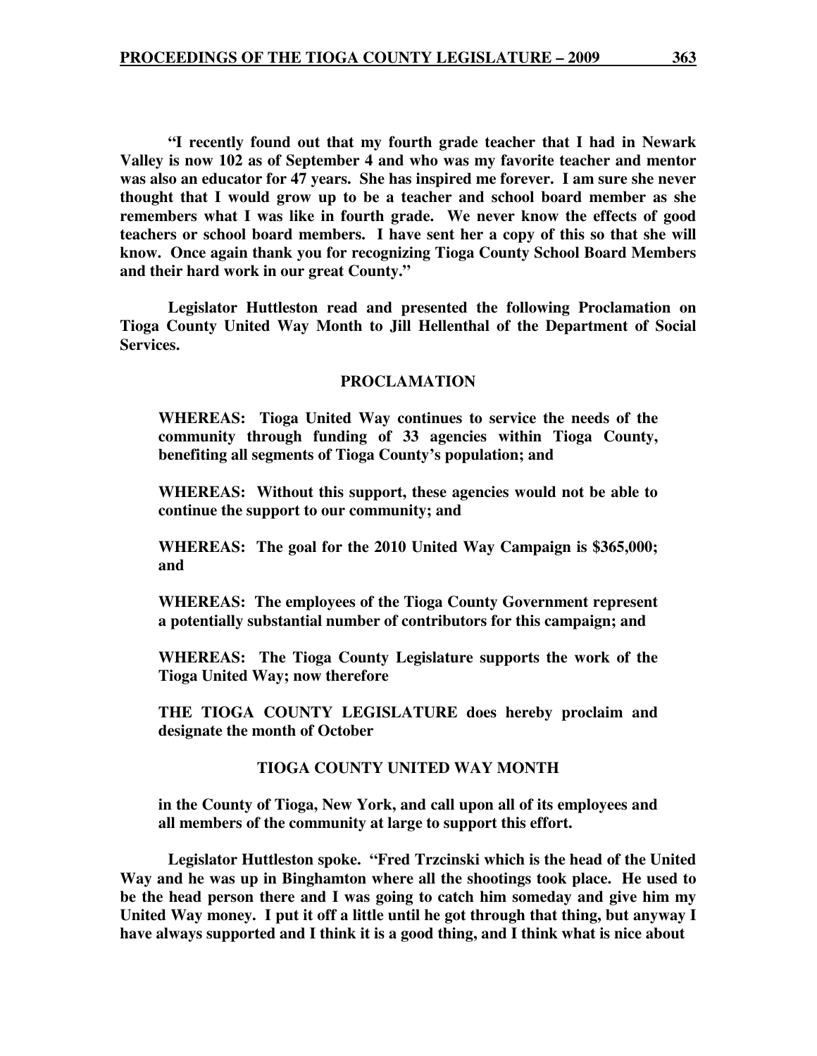**"I recently found out that my fourth grade teacher that I had in Newark Valley is now 102 as of September 4 and who was my favorite teacher and mentor was also an educator for 47 years. She has inspired me forever. I am sure she never thought that I would grow up to be a teacher and school board member as she remembers what I was like in fourth grade. We never know the effects of good teachers or school board members. I have sent her a copy of this so that she will know. Once again thank you for recognizing Tioga County School Board Members and their hard work in our great County."**

**Legislator Huttleston read and presented the following Proclamation on Tioga County United Way Month to Jill Hellenthal of the Department of Social Services.**

**PROCLAMATION**

**WHEREAS: Tioga United Way continues to service the needs of the community through funding of 33 agencies within Tioga County, benefiting all segments of Tioga County's population; and**

**WHEREAS: Without this support, these agencies would not be able to continue the support to our community; and**

**WHEREAS: The goal for the 2010 United Way Campaign is $365,000; and**

**WHEREAS: The employees of the Tioga County Government represent a potentially substantial number of contributors for this campaign; and**

**WHEREAS: The Tioga County Legislature supports the work of the Tioga United Way; now therefore**

**THE TIOGA COUNTY LEGISLATURE does hereby proclaim and designate the month of October**

**TIOGA COUNTY UNITED WAY MONTH**

**in the County of Tioga, New York, and call upon all of its employees and all members of the community at large to support this effort.**

**Legislator Huttleston spoke. "Fred Trzcinski which is the head of the United Way and he was up in Binghamton where all the shootings took place. He used to be the head person there and I was going to catch him someday and give him my United Way money. I put it off a little until he got through that thing, but anyway I have always supported and I think it is a good thing, and I think what is nice about**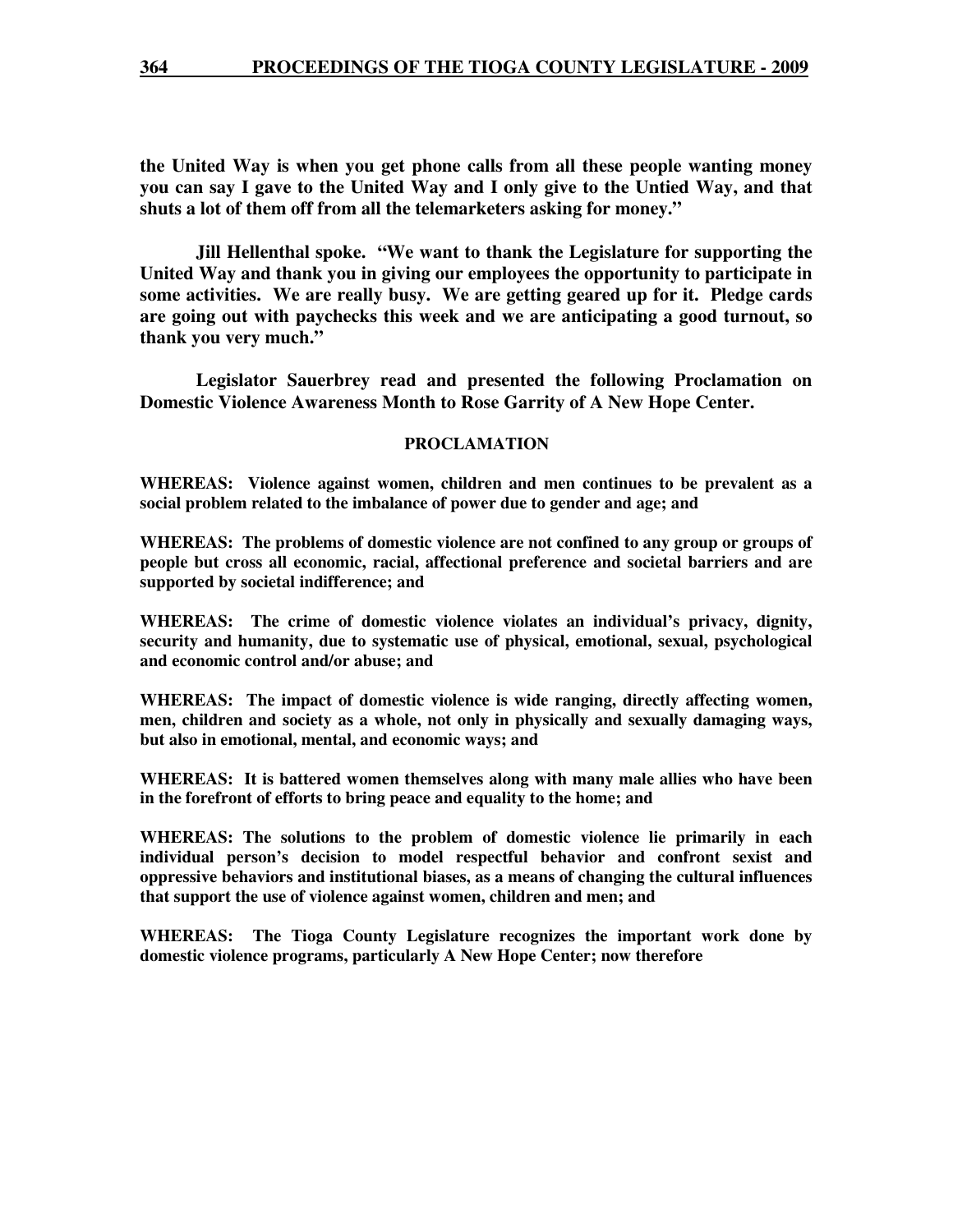**the United Way is when you get phone calls from all these people wanting money you can say I gave to the United Way and I only give to the Untied Way, and that shuts a lot of them off from all the telemarketers asking for money."**

**Jill Hellenthal spoke. "We want to thank the Legislature for supporting the United Way and thank you in giving our employees the opportunity to participate in some activities. We are really busy. We are getting geared up for it. Pledge cards are going out with paychecks this week and we are anticipating a good turnout, so thank you very much."**

**Legislator Sauerbrey read and presented the following Proclamation on Domestic Violence Awareness Month to Rose Garrity of A New Hope Center.**

**PROCLAMATION**

**WHEREAS: Violence against women, children and men continues to be prevalent as a social problem related to the imbalance of power due to gender and age; and**

**WHEREAS: The problems of domestic violence are not confined to any group or groups of people but cross all economic, racial, affectional preference and societal barriers and are supported by societal indifference; and**

**WHEREAS: The crime of domestic violence violates an individual's privacy, dignity, security and humanity, due to systematic use of physical, emotional, sexual, psychological and economic control and/or abuse; and**

**WHEREAS: The impact of domestic violence is wide ranging, directly affecting women, men, children and society as a whole, not only in physically and sexually damaging ways, but also in emotional, mental, and economic ways; and**

**WHEREAS: It is battered women themselves along with many male allies who have been in the forefront of efforts to bring peace and equality to the home; and**

**WHEREAS: The solutions to the problem of domestic violence lie primarily in each individual person's decision to model respectful behavior and confront sexist and oppressive behaviors and institutional biases, as a means of changing the cultural influences that support the use of violence against women, children and men; and**

**WHEREAS: The Tioga County Legislature recognizes the important work done by domestic violence programs, particularly A New Hope Center; now therefore**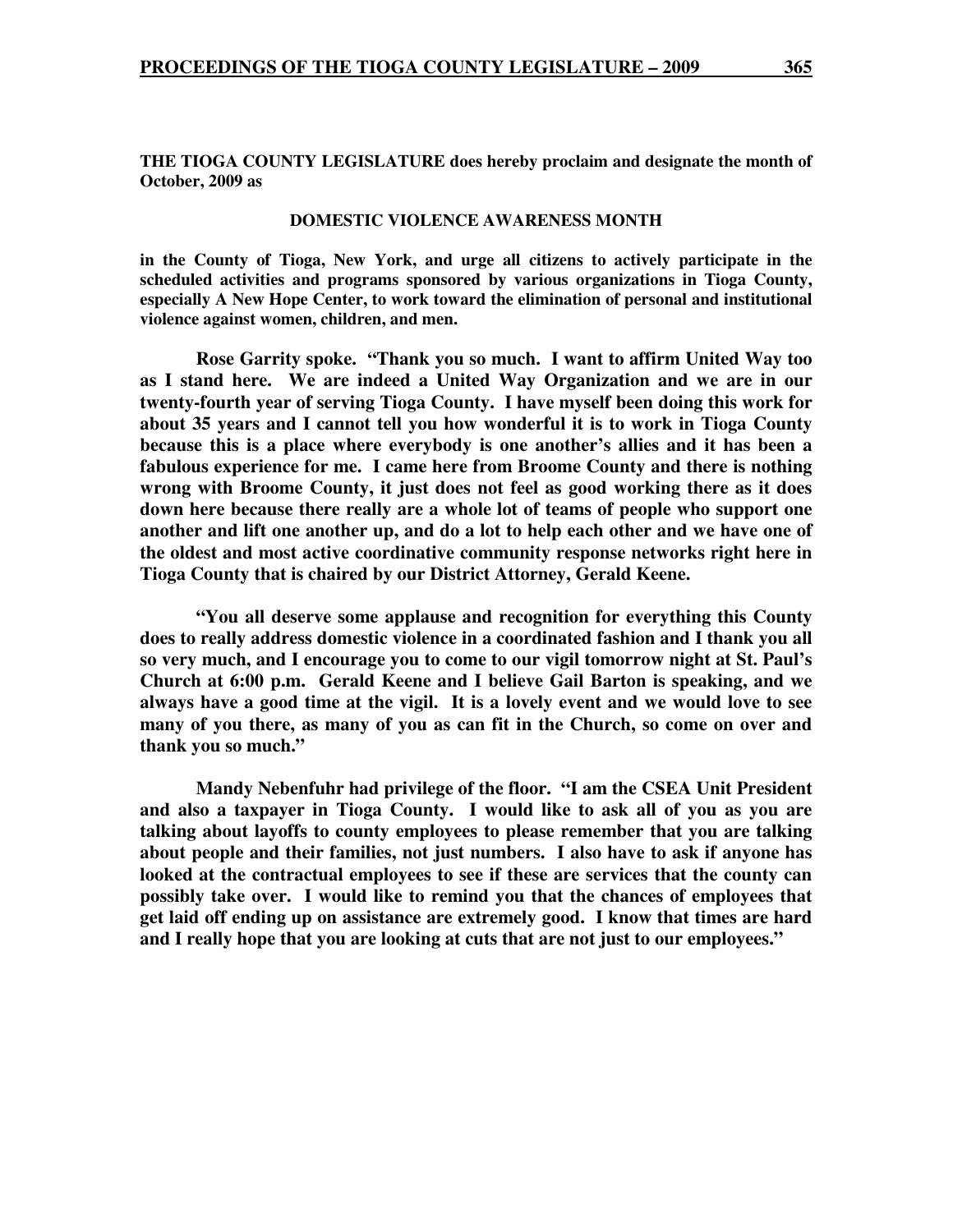**THE TIOGA COUNTY LEGISLATURE does hereby proclaim and designate the month of October, 2009 as**

**DOMESTIC VIOLENCE AWARENESS MONTH**

**in the County of Tioga, New York, and urge all citizens to actively participate in the scheduled activities and programs sponsored by various organizations in Tioga County, especially A New Hope Center, to work toward the elimination of personal and institutional violence against women, children, and men.**

**Rose Garrity spoke. "Thank you so much. I want to affirm United Way too as I stand here. We are indeed a United Way Organization and we are in our twenty-fourth year of serving Tioga County. I have myself been doing this work for about 35 years and I cannot tell you how wonderful it is to work in Tioga County because this is a place where everybody is one another's allies and it has been a fabulous experience for me. I came here from Broome County and there is nothing wrong with Broome County, it just does not feel as good working there as it does down here because there really are a whole lot of teams of people who support one another and lift one another up, and do a lot to help each other and we have one of the oldest and most active coordinative community response networks right here in Tioga County that is chaired by our District Attorney, Gerald Keene.**

**"You all deserve some applause and recognition for everything this County does to really address domestic violence in a coordinated fashion and I thank you all so very much, and I encourage you to come to our vigil tomorrow night at St. Paul's Church at 6:00 p.m. Gerald Keene and I believe Gail Barton is speaking, and we always have a good time at the vigil. It is a lovely event and we would love to see many of you there, as many of you as can fit in the Church, so come on over and thank you so much."**

**Mandy Nebenfuhr had privilege of the floor. "I am the CSEA Unit President and also a taxpayer in Tioga County. I would like to ask all of you as you are talking about layoffs to county employees to please remember that you are talking about people and their families, not just numbers. I also have to ask if anyone has looked at the contractual employees to see if these are services that the county can possibly take over. I would like to remind you that the chances of employees that get laid off ending up on assistance are extremely good. I know that times are hard and I really hope that you are looking at cuts that are not just to our employees."**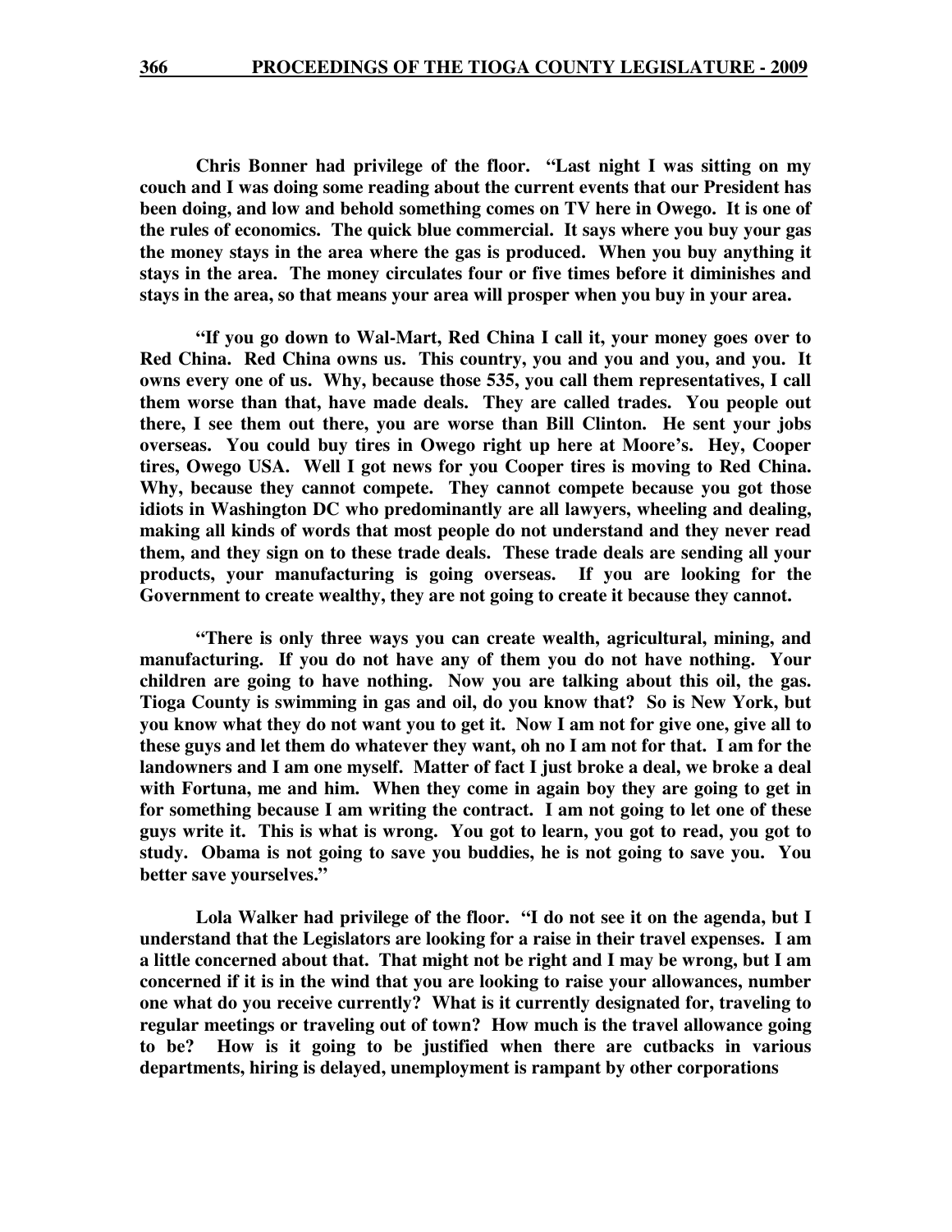**Chris Bonner had privilege of the floor. "Last night I was sitting on my couch and I was doing some reading about the current events that our President has been doing, and low and behold something comes on TV here in Owego. It is one of the rules of economics. The quick blue commercial. It says where you buy your gas the money stays in the area where the gas is produced. When you buy anything it stays in the area. The money circulates four or five times before it diminishes and stays in the area, so that means your area will prosper when you buy in your area.**

**"If you go down to Wal-Mart, Red China I call it, your money goes over to Red China. Red China owns us. This country, you and you and you, and you. It owns every one of us. Why, because those 535, you call them representatives, I call them worse than that, have made deals. They are called trades. You people out there, I see them out there, you are worse than Bill Clinton. He sent your jobs overseas. You could buy tires in Owego right up here at Moore's. Hey, Cooper tires, Owego USA. Well I got news for you Cooper tires is moving to Red China. Why, because they cannot compete. They cannot compete because you got those idiots in Washington DC who predominantly are all lawyers, wheeling and dealing, making all kinds of words that most people do not understand and they never read them, and they sign on to these trade deals. These trade deals are sending all your products, your manufacturing is going overseas. If you are looking for the Government to create wealthy, they are not going to create it because they cannot.**

**"There is only three ways you can create wealth, agricultural, mining, and manufacturing. If you do not have any of them you do not have nothing. Your children are going to have nothing. Now you are talking about this oil, the gas. Tioga County is swimming in gas and oil, do you know that? So is New York, but you know what they do not want you to get it. Now I am not for give one, give all to these guys and let them do whatever they want, oh no I am not for that. I am for the landowners and I am one myself. Matter of fact I just broke a deal, we broke a deal with Fortuna, me and him. When they come in again boy they are going to get in for something because I am writing the contract. I am not going to let one of these guys write it. This is what is wrong. You got to learn, you got to read, you got to study. Obama is not going to save you buddies, he is not going to save you. You better save yourselves."**

**Lola Walker had privilege of the floor. "I do not see it on the agenda, but I understand that the Legislators are looking for a raise in their travel expenses. I am a little concerned about that. That might not be right and I may be wrong, but I am concerned if it is in the wind that you are looking to raise your allowances, number one what do you receive currently? What is it currently designated for, traveling to regular meetings or traveling out of town? How much is the travel allowance going to be? How is it going to be justified when there are cutbacks in various departments, hiring is delayed, unemployment is rampant by other corporations**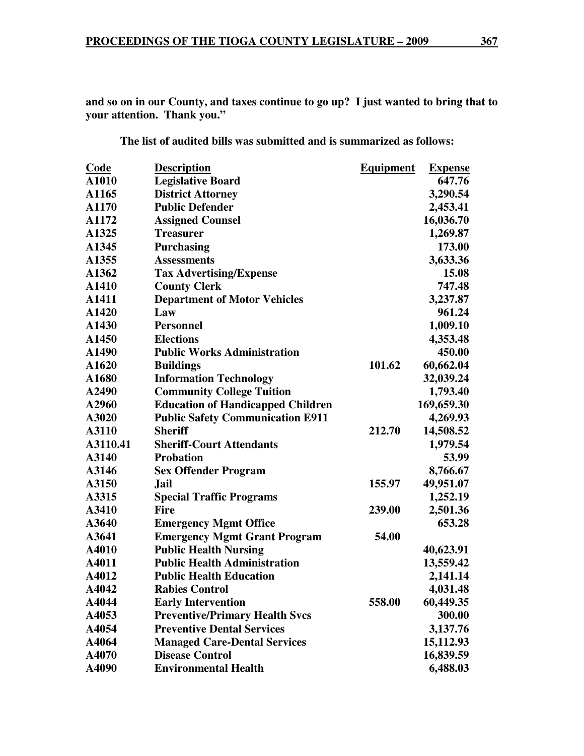**and so on in our County, and taxes continue to go up? I just wanted to bring that to your attention. Thank you."**

**The list of audited bills was submitted and is summarized as follows:**

| Code | Description | Equipment | Expense |
|---|---|---|---|
| A1010 | Legislative Board | | 647.76 |
| A1165 | District Attorney | | 3,290.54 |
| A1170 | Public Defender | | 2,453.41 |
| A1172 | Assigned Counsel | | 16,036.70 |
| A1325 | Treasurer | | 1,269.87 |
| A1345 | Purchasing | | 173.00 |
| A1355 | Assessments | | 3,633.36 |
| A1362 | Tax Advertising/Expense | | 15.08 |
| A1410 | County Clerk | | 747.48 |
| A1411 | Department of Motor Vehicles | | 3,237.87 |
| A1420 | Law | | 961.24 |
| A1430 | Personnel | | 1,009.10 |
| A1450 | Elections | | 4,353.48 |
| A1490 | Public Works Administration | | 450.00 |
| A1620 | Buildings | 101.62 | 60,662.04 |
| A1680 | Information Technology | | 32,039.24 |
| A2490 | Community College Tuition | | 1,793.40 |
| A2960 | Education of Handicapped Children | | 169,659.30 |
| A3020 | Public Safety Communication E911 | | 4,269.93 |
| A3110 | Sheriff | 212.70 | 14,508.52 |
| A3110.41 | Sheriff-Court Attendants | | 1,979.54 |
| A3140 | Probation | | 53.99 |
| A3146 | Sex Offender Program | | 8,766.67 |
| A3150 | Jail | 155.97 | 49,951.07 |
| A3315 | Special Traffic Programs | | 1,252.19 |
| A3410 | Fire | 239.00 | 2,501.36 |
| A3640 | Emergency Mgmt Office | | 653.28 |
| A3641 | Emergency Mgmt Grant Program | 54.00 | |
| A4010 | Public Health Nursing | | 40,623.91 |
| A4011 | Public Health Administration | | 13,559.42 |
| A4012 | Public Health Education | | 2,141.14 |
| A4042 | Rabies Control | | 4,031.48 |
| A4044 | Early Intervention | 558.00 | 60,449.35 |
| A4053 | Preventive/Primary Health Svcs | | 300.00 |
| A4054 | Preventive Dental Services | | 3,137.76 |
| A4064 | Managed Care-Dental Services | | 15,112.93 |
| A4070 | Disease Control | | 16,839.59 |
| A4090 | Environmental Health | | 6,488.03 |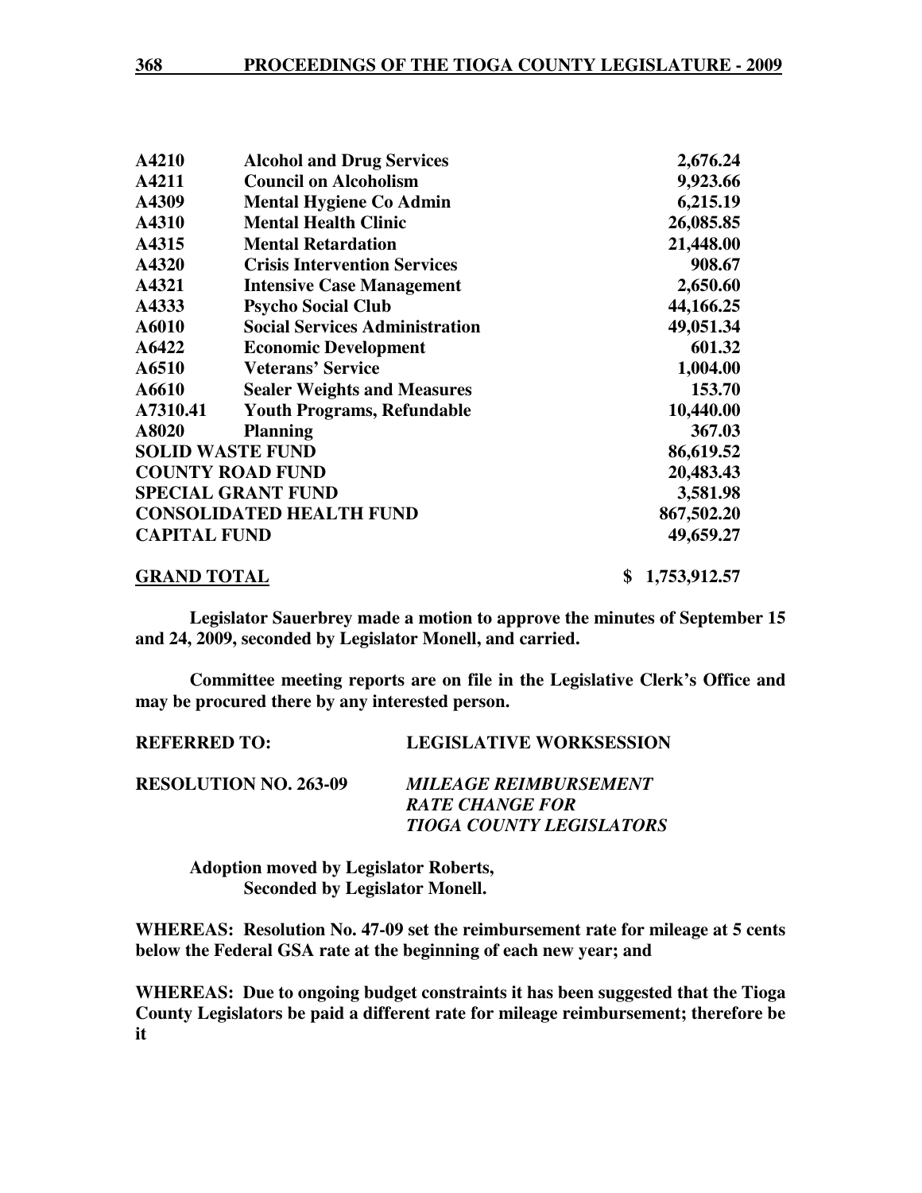| | | |
|---|---|---|
| **A4210** | **Alcohol and Drug Services** | **2,676.24** |
| **A4211** | **Council on Alcoholism** | **9,923.66** |
| **A4309** | **Mental Hygiene Co Admin** | **6,215.19** |
| **A4310** | **Mental Health Clinic** | **26,085.85** |
| **A4315** | **Mental Retardation** | **21,448.00** |
| **A4320** | **Crisis Intervention Services** | **908.67** |
| **A4321** | **Intensive Case Management** | **2,650.60** |
| **A4333** | **Psycho Social Club** | **44,166.25** |
| **A6010** | **Social Services Administration** | **49,051.34** |
| **A6422** | **Economic Development** | **601.32** |
| **A6510** | **Veterans' Service** | **1,004.00** |
| **A6610** | **Sealer Weights and Measures** | **153.70** |
| **A7310.41** | **Youth Programs, Refundable** | **10,440.00** |
| **A8020** | **Planning** | **367.03** |
| **SOLID WASTE FUND** | | **86,619.52** |
| **COUNTY ROAD FUND** | | **20,483.43** |
| **SPECIAL GRANT FUND** | | **3,581.98** |
| **CONSOLIDATED HEALTH FUND** | | **867,502.20** |
| **CAPITAL FUND** | | **49,659.27** |
| **<u>GRAND TOTAL</u>** | | **$ 1,753,912.57** |

**Legislator Sauerbrey made a motion to approve the minutes of September 15 and 24, 2009, seconded by Legislator Monell, and carried.**

**Committee meeting reports are on file in the Legislative Clerk's Office and may be procured there by any interested person.**

**REFERRED TO: LEGISLATIVE WORKSESSION**

**RESOLUTION NO. 263-09** ***MILEAGE REIMBURSEMENT RATE CHANGE FOR TIOGA COUNTY LEGISLATORS***

**Adoption moved by Legislator Roberts,**
**Seconded by Legislator Monell.**

**WHEREAS: Resolution No. 47-09 set the reimbursement rate for mileage at 5 cents below the Federal GSA rate at the beginning of each new year; and**

**WHEREAS: Due to ongoing budget constraints it has been suggested that the Tioga County Legislators be paid a different rate for mileage reimbursement; therefore be it**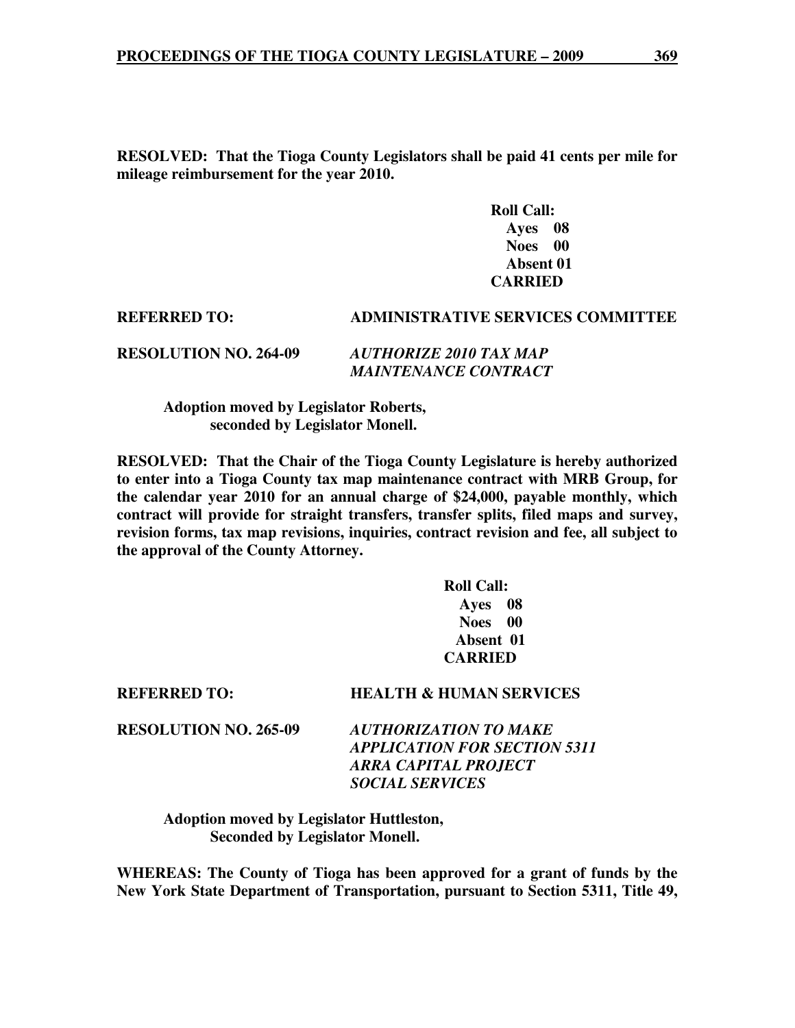**RESOLVED: That the Tioga County Legislators shall be paid 41 cents per mile for mileage reimbursement for the year 2010.**

**Roll Call:**
**Ayes 08**
**Noes 00**
**Absent 01**
**CARRIED**

**REFERRED TO: ADMINISTRATIVE SERVICES COMMITTEE**

**RESOLUTION NO. 264-09** ***AUTHORIZE 2010 TAX MAP MAINTENANCE CONTRACT***

**Adoption moved by Legislator Roberts, seconded by Legislator Monell.**

**RESOLVED: That the Chair of the Tioga County Legislature is hereby authorized to enter into a Tioga County tax map maintenance contract with MRB Group, for the calendar year 2010 for an annual charge of $24,000, payable monthly, which contract will provide for straight transfers, transfer splits, filed maps and survey, revision forms, tax map revisions, inquiries, contract revision and fee, all subject to the approval of the County Attorney.**

**Roll Call:**
**Ayes 08**
**Noes 00**
**Absent 01**
**CARRIED**

**REFERRED TO: HEALTH & HUMAN SERVICES**

**RESOLUTION NO. 265-09** ***AUTHORIZATION TO MAKE APPLICATION FOR SECTION 5311 ARRA CAPITAL PROJECT SOCIAL SERVICES***

**Adoption moved by Legislator Huttleston, Seconded by Legislator Monell.**

**WHEREAS: The County of Tioga has been approved for a grant of funds by the New York State Department of Transportation, pursuant to Section 5311, Title 49,**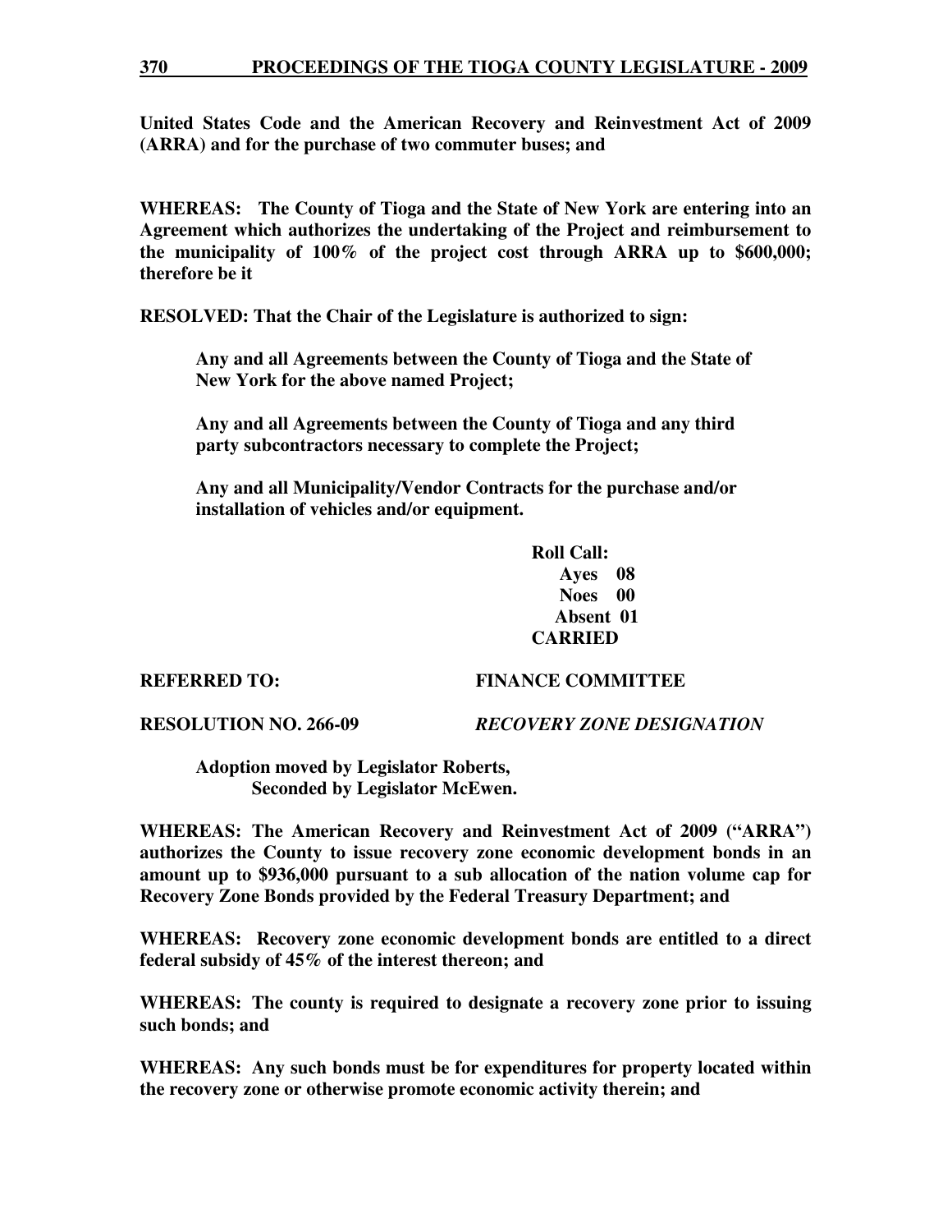**United States Code and the American Recovery and Reinvestment Act of 2009 (ARRA) and for the purchase of two commuter buses; and**

**WHEREAS: The County of Tioga and the State of New York are entering into an Agreement which authorizes the undertaking of the Project and reimbursement to the municipality of 100% of the project cost through ARRA up to $600,000; therefore be it**

**RESOLVED: That the Chair of the Legislature is authorized to sign:**

> **Any and all Agreements between the County of Tioga and the State of New York for the above named Project;**
>
> **Any and all Agreements between the County of Tioga and any third party subcontractors necessary to complete the Project;**
>
> **Any and all Municipality/Vendor Contracts for the purchase and/or installation of vehicles and/or equipment.**

**Roll Call:**
**Ayes 08**
**Noes 00**
**Absent 01**
**CARRIED**

**REFERRED TO:** **FINANCE COMMITTEE**

**RESOLUTION NO. 266-09** ***RECOVERY ZONE DESIGNATION***

**Adoption moved by Legislator Roberts,**
**Seconded by Legislator McEwen.**

**WHEREAS: The American Recovery and Reinvestment Act of 2009 ("ARRA") authorizes the County to issue recovery zone economic development bonds in an amount up to $936,000 pursuant to a sub allocation of the nation volume cap for Recovery Zone Bonds provided by the Federal Treasury Department; and**

**WHEREAS: Recovery zone economic development bonds are entitled to a direct federal subsidy of 45% of the interest thereon; and**

**WHEREAS: The county is required to designate a recovery zone prior to issuing such bonds; and**

**WHEREAS: Any such bonds must be for expenditures for property located within the recovery zone or otherwise promote economic activity therein; and**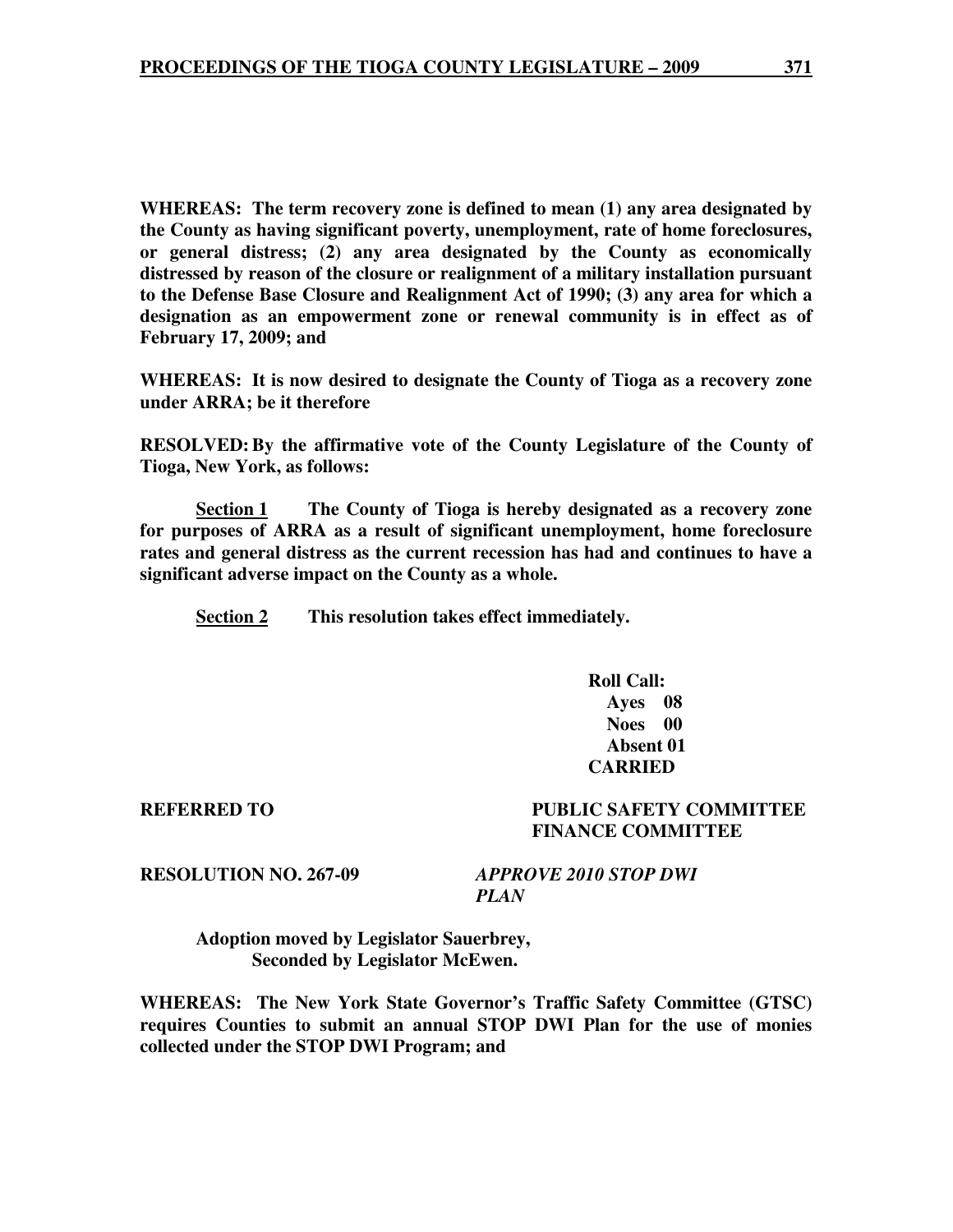**WHEREAS: The term recovery zone is defined to mean (1) any area designated by the County as having significant poverty, unemployment, rate of home foreclosures, or general distress; (2) any area designated by the County as economically distressed by reason of the closure or realignment of a military installation pursuant to the Defense Base Closure and Realignment Act of 1990; (3) any area for which a designation as an empowerment zone or renewal community is in effect as of February 17, 2009; and**

**WHEREAS: It is now desired to designate the County of Tioga as a recovery zone under ARRA; be it therefore**

**RESOLVED: By the affirmative vote of the County Legislature of the County of Tioga, New York, as follows:**

**Section 1** **The County of Tioga is hereby designated as a recovery zone for purposes of ARRA as a result of significant unemployment, home foreclosure rates and general distress as the current recession has had and continues to have a significant adverse impact on the County as a whole.**

**Section 2** **This resolution takes effect immediately.**

**Roll Call:**
**Ayes 08**
**Noes 00**
**Absent 01**
**CARRIED**

**REFERRED TO** **PUBLIC SAFETY COMMITTEE**
**FINANCE COMMITTEE**

**RESOLUTION NO. 267-09** ***APPROVE 2010 STOP DWI PLAN***

**Adoption moved by Legislator Sauerbrey,**
**Seconded by Legislator McEwen.**

**WHEREAS: The New York State Governor's Traffic Safety Committee (GTSC) requires Counties to submit an annual STOP DWI Plan for the use of monies collected under the STOP DWI Program; and**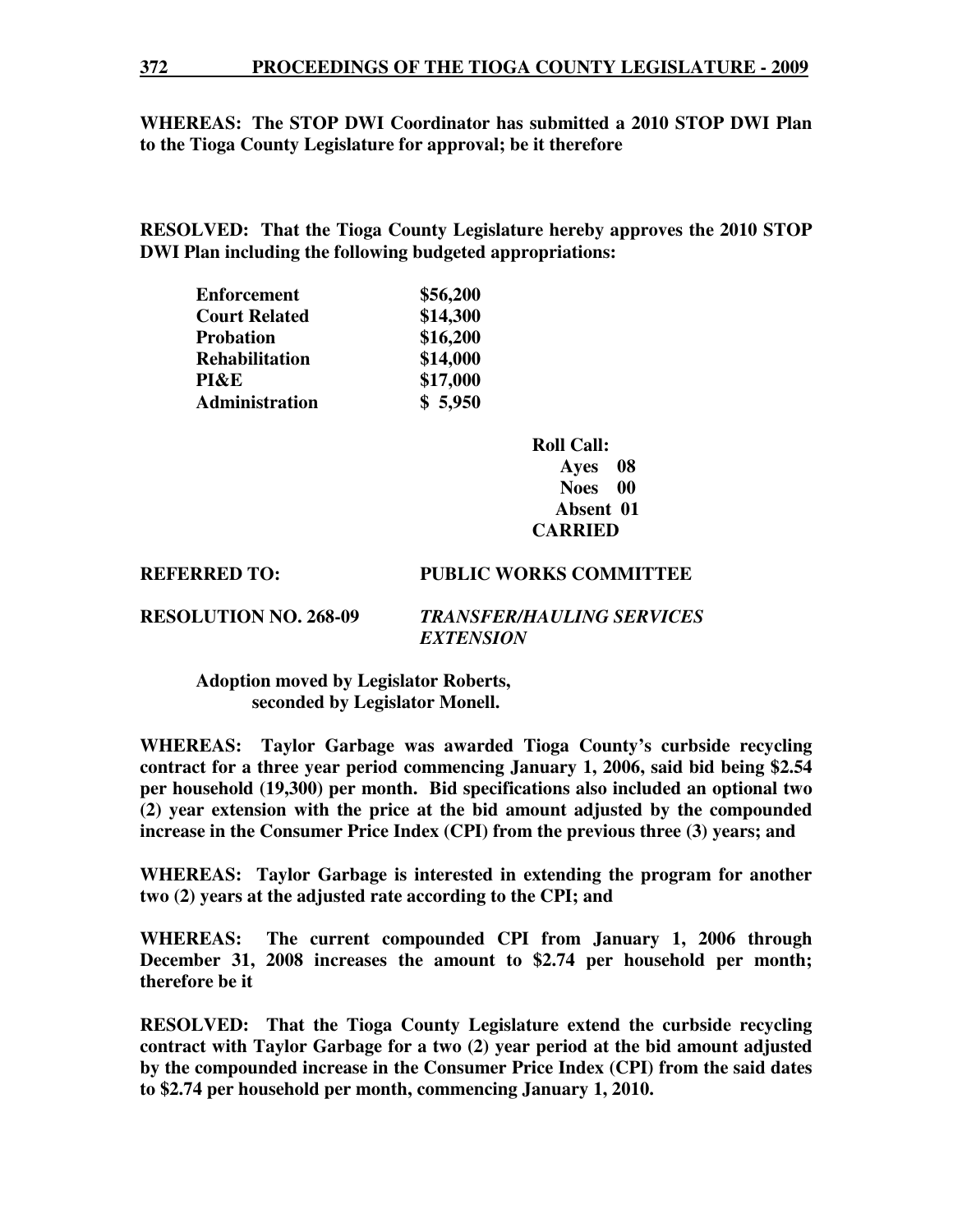**WHEREAS: The STOP DWI Coordinator has submitted a 2010 STOP DWI Plan to the Tioga County Legislature for approval; be it therefore**

**RESOLVED: That the Tioga County Legislature hereby approves the 2010 STOP DWI Plan including the following budgeted appropriations:**

| | |
|---|---|
| **Enforcement** | **$56,200** |
| **Court Related** | **$14,300** |
| **Probation** | **$16,200** |
| **Rehabilitation** | **$14,000** |
| **PI&E** | **$17,000** |
| **Administration** | **$ 5,950** |

**Roll Call:**
**Ayes 08**
**Noes 00**
**Absent 01**
**CARRIED**

**REFERRED TO: PUBLIC WORKS COMMITTEE**

**RESOLUTION NO. 268-09** ***TRANSFER/HAULING SERVICES EXTENSION***

**Adoption moved by Legislator Roberts, seconded by Legislator Monell.**

**WHEREAS: Taylor Garbage was awarded Tioga County's curbside recycling contract for a three year period commencing January 1, 2006, said bid being $2.54 per household (19,300) per month. Bid specifications also included an optional two (2) year extension with the price at the bid amount adjusted by the compounded increase in the Consumer Price Index (CPI) from the previous three (3) years; and**

**WHEREAS: Taylor Garbage is interested in extending the program for another two (2) years at the adjusted rate according to the CPI; and**

**WHEREAS: The current compounded CPI from January 1, 2006 through December 31, 2008 increases the amount to $2.74 per household per month; therefore be it**

**RESOLVED: That the Tioga County Legislature extend the curbside recycling contract with Taylor Garbage for a two (2) year period at the bid amount adjusted by the compounded increase in the Consumer Price Index (CPI) from the said dates to $2.74 per household per month, commencing January 1, 2010.**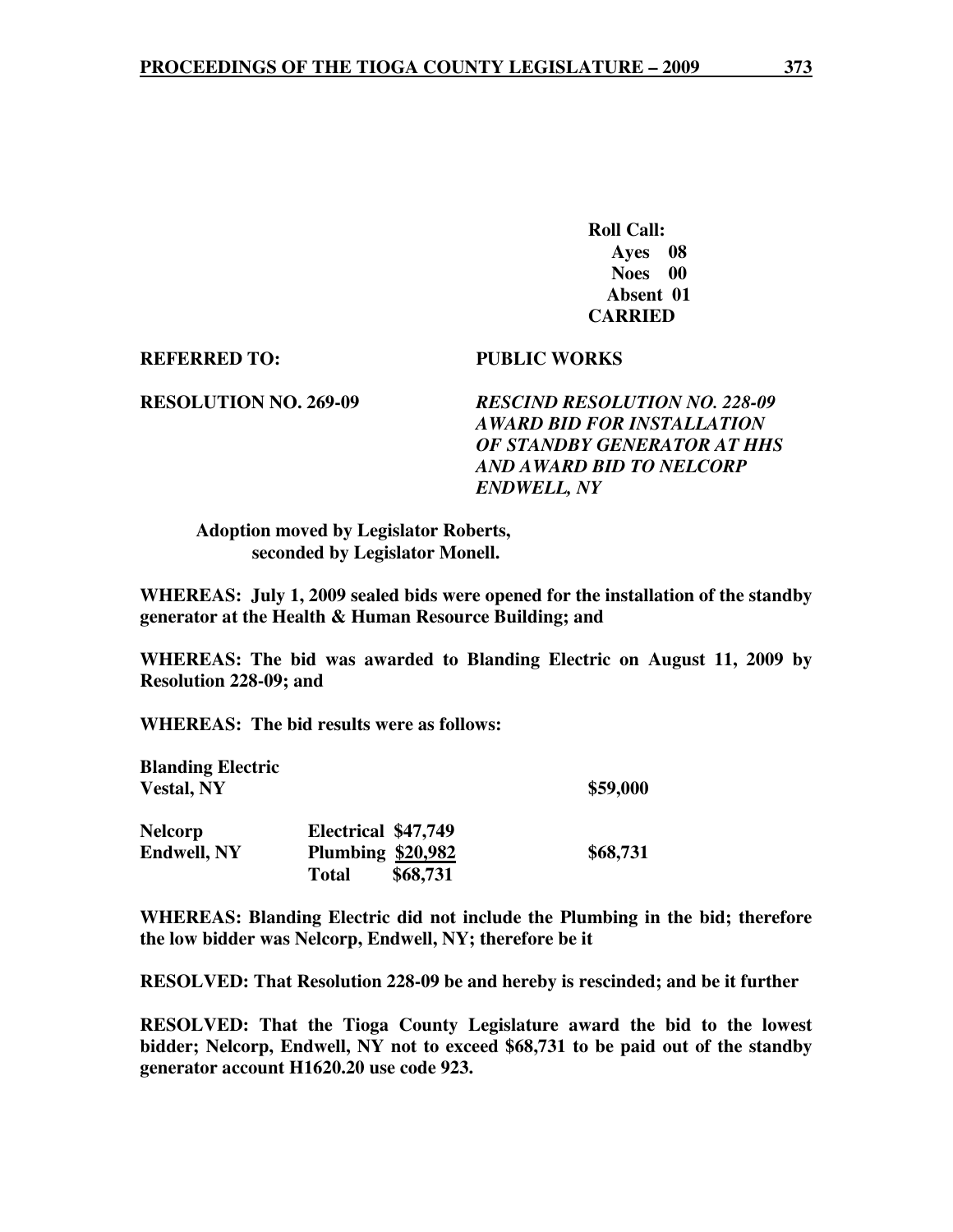**Roll Call:**
**Ayes 08**
**Noes 00**
**Absent 01**
**CARRIED**

**REFERRED TO:** **PUBLIC WORKS**

**RESOLUTION NO. 269-09** ***RESCIND RESOLUTION NO. 228-09 AWARD BID FOR INSTALLATION OF STANDBY GENERATOR AT HHS AND AWARD BID TO NELCORP ENDWELL, NY***

**Adoption moved by Legislator Roberts, seconded by Legislator Monell.**

**WHEREAS: July 1, 2009 sealed bids were opened for the installation of the standby generator at the Health & Human Resource Building; and**

**WHEREAS: The bid was awarded to Blanding Electric on August 11, 2009 by Resolution 228-09; and**

**WHEREAS: The bid results were as follows:**

| | | | |
|---|---|---|---|
| **Blanding Electric Vestal, NY** | | | **\$59,000** |
| **Nelcorp** | **Electrical** | **\$47,749** | |
| **Endwell, NY** | **Plumbing** | **\$20,982** | **\$68,731** |
| | **Total** | **\$68,731** | |

**WHEREAS: Blanding Electric did not include the Plumbing in the bid; therefore the low bidder was Nelcorp, Endwell, NY; therefore be it**

**RESOLVED: That Resolution 228-09 be and hereby is rescinded; and be it further**

**RESOLVED: That the Tioga County Legislature award the bid to the lowest bidder; Nelcorp, Endwell, NY not to exceed \$68,731 to be paid out of the standby generator account H1620.20 use code 923.**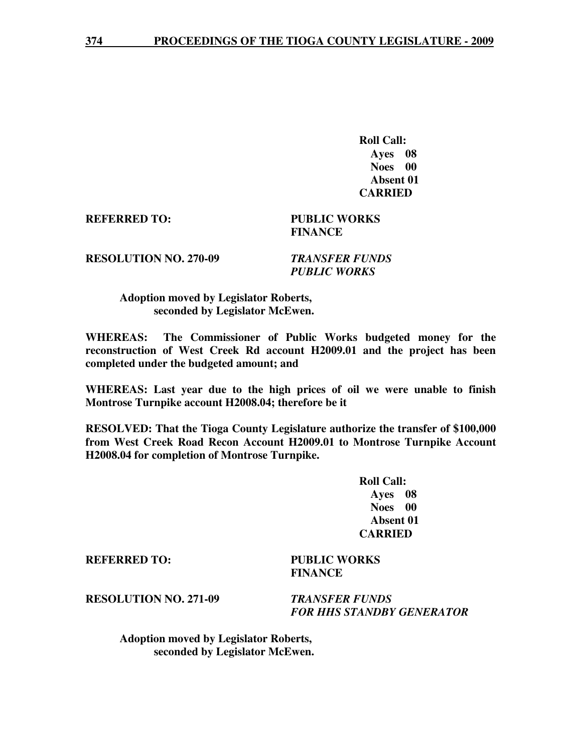**Roll Call:**
**Ayes 08**
**Noes 00**
**Absent 01**
**CARRIED**

**REFERRED TO:** **PUBLIC WORKS**
**FINANCE**

**RESOLUTION NO. 270-09** ***TRANSFER FUNDS***
***PUBLIC WORKS***

**Adoption moved by Legislator Roberts, seconded by Legislator McEwen.**

**WHEREAS: The Commissioner of Public Works budgeted money for the reconstruction of West Creek Rd account H2009.01 and the project has been completed under the budgeted amount; and**

**WHEREAS: Last year due to the high prices of oil we were unable to finish Montrose Turnpike account H2008.04; therefore be it**

**RESOLVED: That the Tioga County Legislature authorize the transfer of $100,000 from West Creek Road Recon Account H2009.01 to Montrose Turnpike Account H2008.04 for completion of Montrose Turnpike.**

**Roll Call:**
**Ayes 08**
**Noes 00**
**Absent 01**
**CARRIED**

**REFERRED TO:** **PUBLIC WORKS**
**FINANCE**

**RESOLUTION NO. 271-09** ***TRANSFER FUNDS***
***FOR HHS STANDBY GENERATOR***

**Adoption moved by Legislator Roberts, seconded by Legislator McEwen.**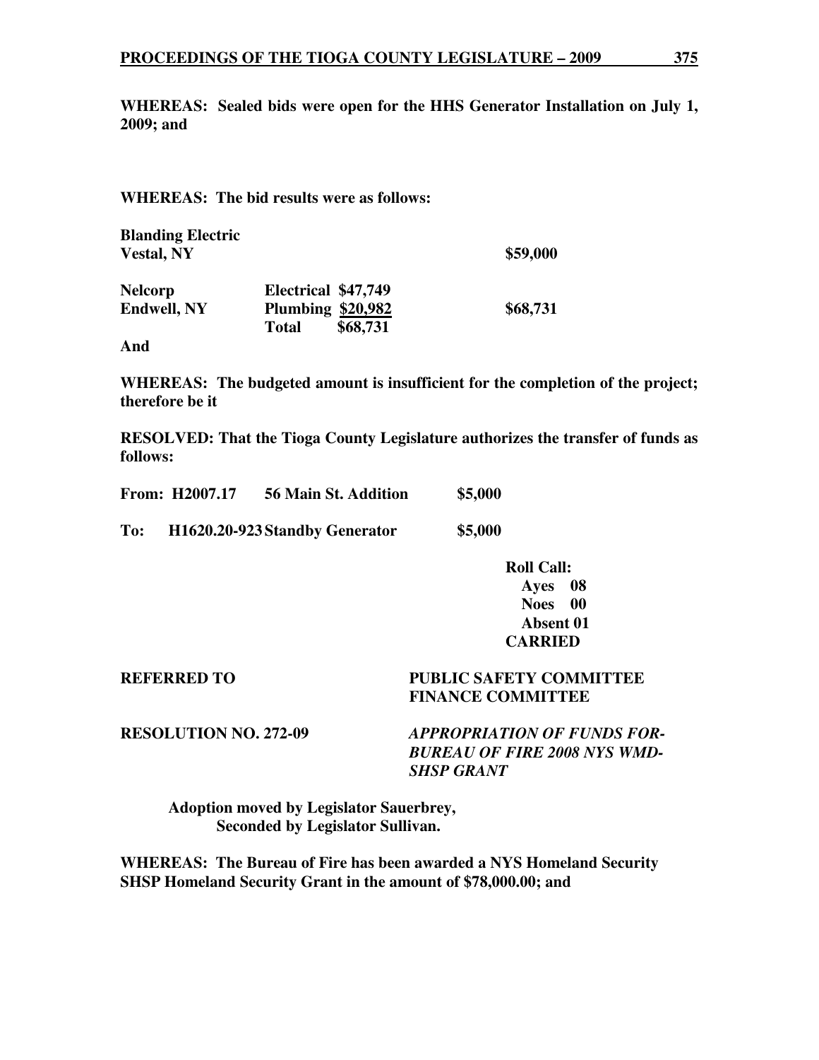**WHEREAS: Sealed bids were open for the HHS Generator Installation on July 1, 2009; and**

**WHEREAS: The bid results were as follows:**

| | | | |
|---|---|---|---|
| **Blanding Electric Vestal, NY** | | | **$59,000** |
| **Nelcorp Endwell, NY** | **Electrical** | **$47,749** | |
| | **Plumbing** | **$20,982** | **$68,731** |
| | **Total** | **$68,731** | |

**And**

**WHEREAS: The budgeted amount is insufficient for the completion of the project; therefore be it**

**RESOLVED: That the Tioga County Legislature authorizes the transfer of funds as follows:**

**From: H2007.17 56 Main St. Addition $5,000**

**To: H1620.20-923 Standby Generator $5,000**

**Roll Call:**
**Ayes 08**
**Noes 00**
**Absent 01**
**CARRIED**

**REFERRED TO** **PUBLIC SAFETY COMMITTEE**
**FINANCE COMMITTEE**

**RESOLUTION NO. 272-09** ***APPROPRIATION OF FUNDS FOR-BUREAU OF FIRE 2008 NYS WMD-SHSP GRANT***

**Adoption moved by Legislator Sauerbrey,**
**Seconded by Legislator Sullivan.**

**WHEREAS: The Bureau of Fire has been awarded a NYS Homeland Security SHSP Homeland Security Grant in the amount of $78,000.00; and**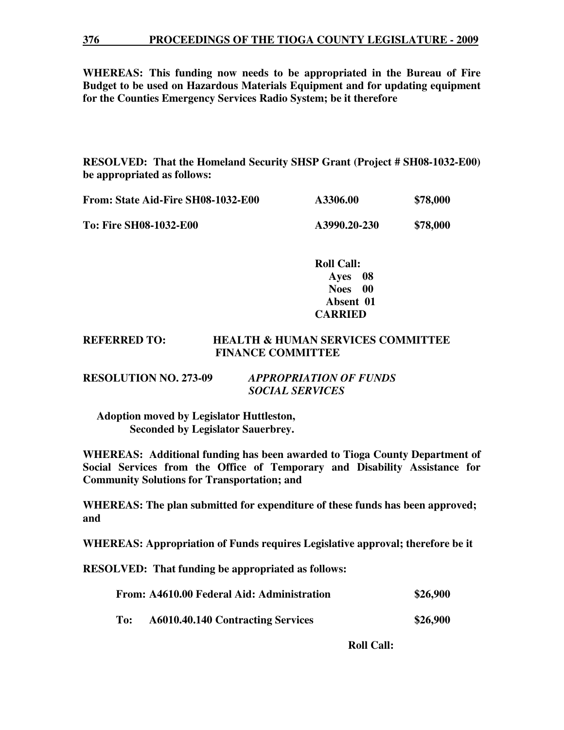**WHEREAS: This funding now needs to be appropriated in the Bureau of Fire Budget to be used on Hazardous Materials Equipment and for updating equipment for the Counties Emergency Services Radio System; be it therefore**

**RESOLVED: That the Homeland Security SHSP Grant (Project # SH08-1032-E00) be appropriated as follows:**

| | | |
|---|---|---|
| **From: State Aid-Fire SH08-1032-E00** | **A3306.00** | **$78,000** |
| **To: Fire SH08-1032-E00** | **A3990.20-230** | **$78,000** |

**Roll Call:**
**Ayes 08**
**Noes 00**
**Absent 01**
**CARRIED**

**REFERRED TO: HEALTH & HUMAN SERVICES COMMITTEE**
**FINANCE COMMITTEE**

**RESOLUTION NO. 273-09** ***APPROPRIATION OF FUNDS SOCIAL SERVICES***

**Adoption moved by Legislator Huttleston,**
**Seconded by Legislator Sauerbrey.**

**WHEREAS: Additional funding has been awarded to Tioga County Department of Social Services from the Office of Temporary and Disability Assistance for Community Solutions for Transportation; and**

**WHEREAS: The plan submitted for expenditure of these funds has been approved; and**

**WHEREAS: Appropriation of Funds requires Legislative approval; therefore be it**

**RESOLVED: That funding be appropriated as follows:**

| | |
|---|---|
| **From: A4610.00 Federal Aid: Administration** | **$26,900** |
| **To: A6010.40.140 Contracting Services** | **$26,900** |

**Roll Call:**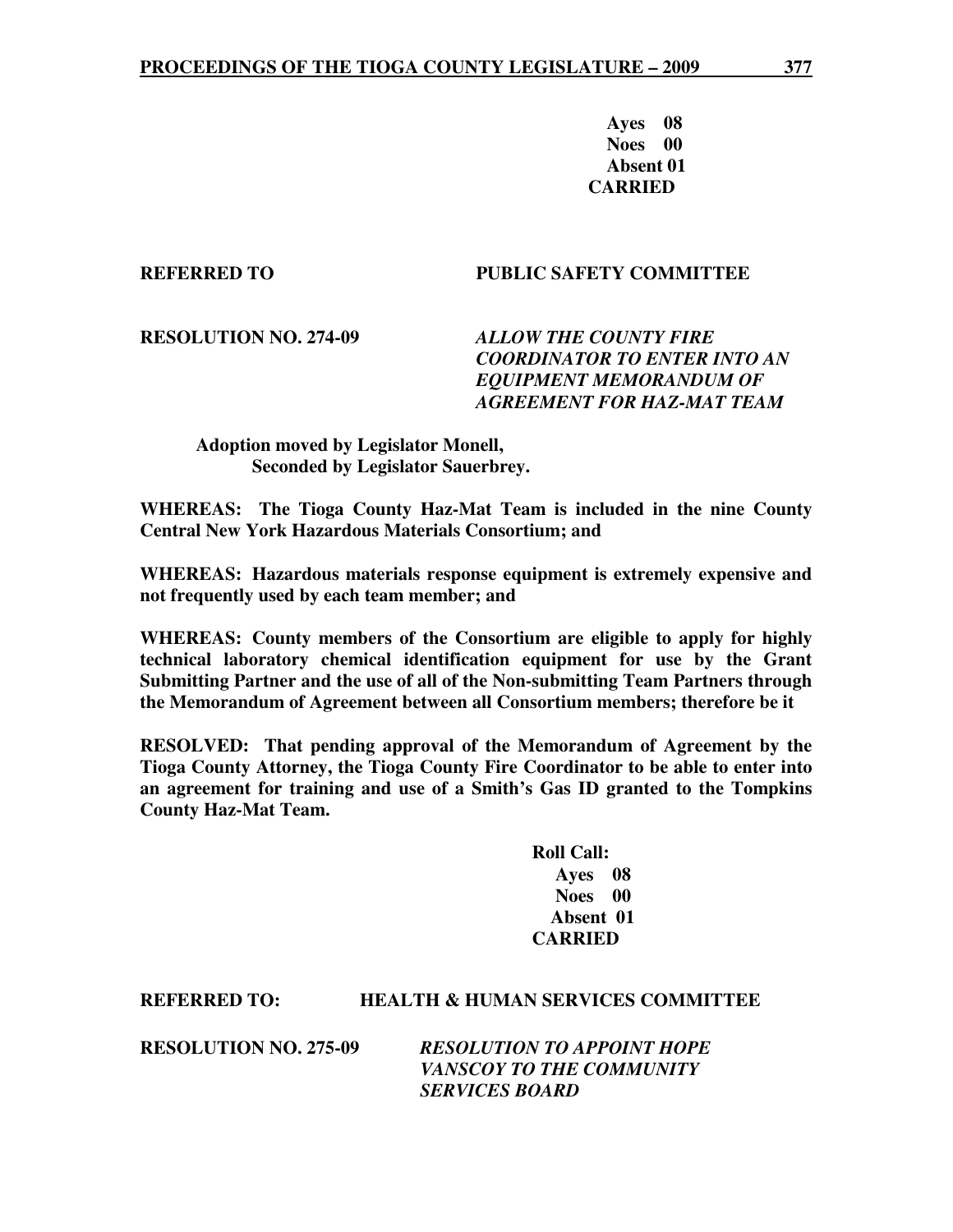**Ayes 08**
**Noes 00**
**Absent 01**
**CARRIED**

**REFERRED TO PUBLIC SAFETY COMMITTEE**

**RESOLUTION NO. 274-09** ***ALLOW THE COUNTY FIRE COORDINATOR TO ENTER INTO AN EQUIPMENT MEMORANDUM OF AGREEMENT FOR HAZ-MAT TEAM***

**Adoption moved by Legislator Monell,**
**Seconded by Legislator Sauerbrey.**

**WHEREAS: The Tioga County Haz-Mat Team is included in the nine County Central New York Hazardous Materials Consortium; and**

**WHEREAS: Hazardous materials response equipment is extremely expensive and not frequently used by each team member; and**

**WHEREAS: County members of the Consortium are eligible to apply for highly technical laboratory chemical identification equipment for use by the Grant Submitting Partner and the use of all of the Non-submitting Team Partners through the Memorandum of Agreement between all Consortium members; therefore be it**

**RESOLVED: That pending approval of the Memorandum of Agreement by the Tioga County Attorney, the Tioga County Fire Coordinator to be able to enter into an agreement for training and use of a Smith's Gas ID granted to the Tompkins County Haz-Mat Team.**

**Roll Call:**
**Ayes 08**
**Noes 00**
**Absent 01**
**CARRIED**

**REFERRED TO: HEALTH & HUMAN SERVICES COMMITTEE**

**RESOLUTION NO. 275-09** ***RESOLUTION TO APPOINT HOPE VANSCOY TO THE COMMUNITY SERVICES BOARD***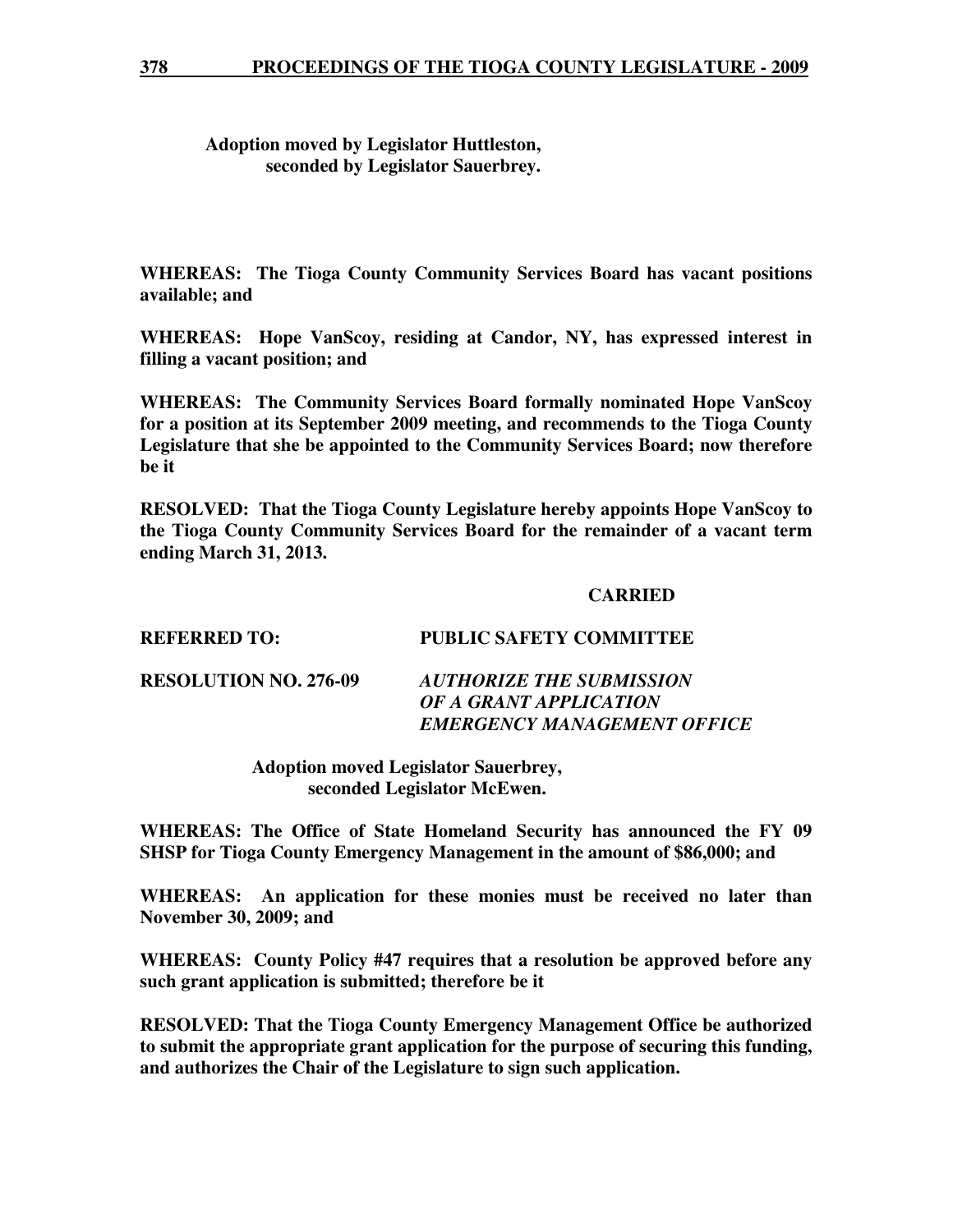**Adoption moved by Legislator Huttleston,**
**seconded by Legislator Sauerbrey.**

**WHEREAS: The Tioga County Community Services Board has vacant positions available; and**

**WHEREAS: Hope VanScoy, residing at Candor, NY, has expressed interest in filling a vacant position; and**

**WHEREAS: The Community Services Board formally nominated Hope VanScoy for a position at its September 2009 meeting, and recommends to the Tioga County Legislature that she be appointed to the Community Services Board; now therefore be it**

**RESOLVED: That the Tioga County Legislature hereby appoints Hope VanScoy to the Tioga County Community Services Board for the remainder of a vacant term ending March 31, 2013.**

**CARRIED**

**REFERRED TO: PUBLIC SAFETY COMMITTEE**

**RESOLUTION NO. 276-09** ***AUTHORIZE THE SUBMISSION OF A GRANT APPLICATION EMERGENCY MANAGEMENT OFFICE***

**Adoption moved Legislator Sauerbrey,**
**seconded Legislator McEwen.**

**WHEREAS: The Office of State Homeland Security has announced the FY 09 SHSP for Tioga County Emergency Management in the amount of $86,000; and**

**WHEREAS: An application for these monies must be received no later than November 30, 2009; and**

**WHEREAS: County Policy #47 requires that a resolution be approved before any such grant application is submitted; therefore be it**

**RESOLVED: That the Tioga County Emergency Management Office be authorized to submit the appropriate grant application for the purpose of securing this funding, and authorizes the Chair of the Legislature to sign such application.**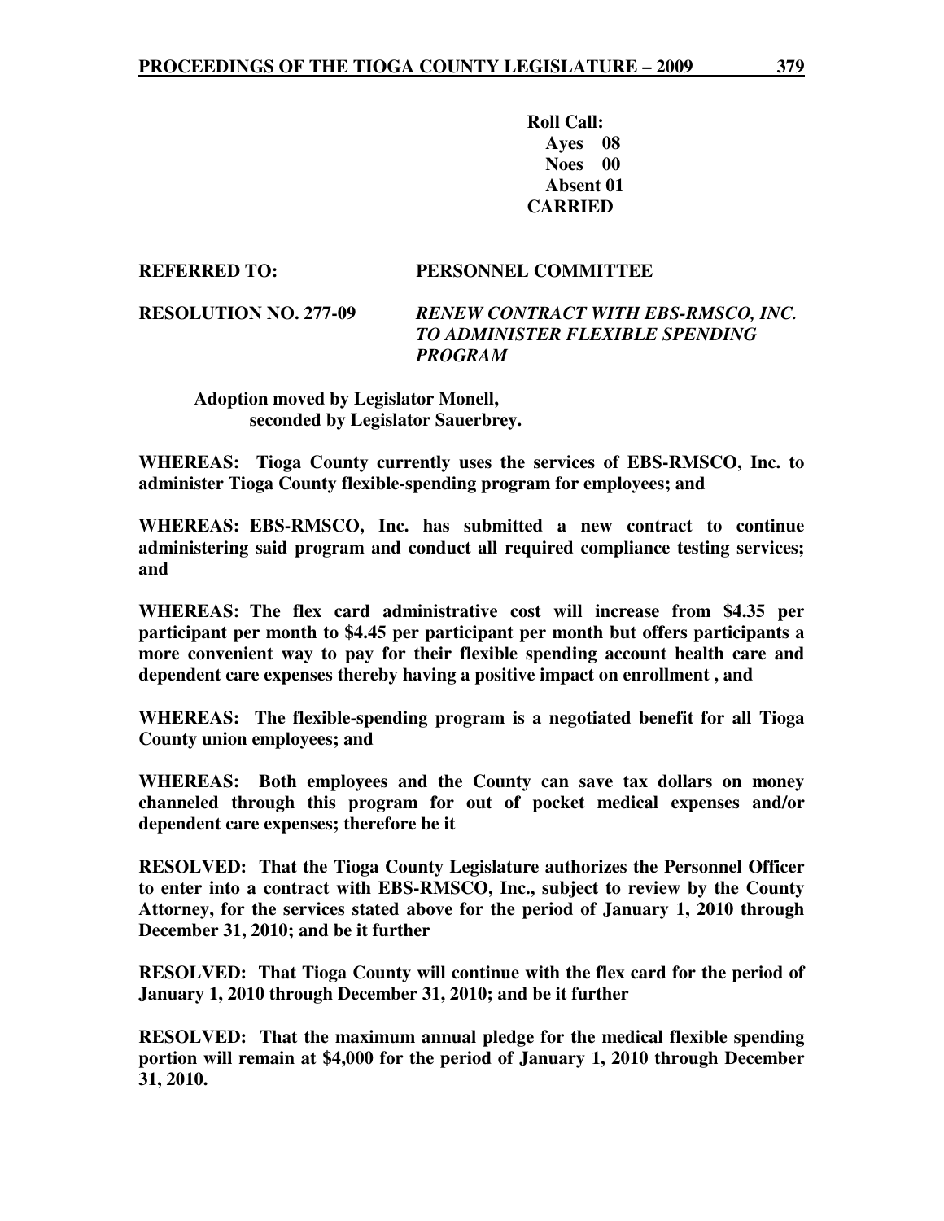**Roll Call:**
**Ayes 08**
**Noes 00**
**Absent 01**
**CARRIED**

**REFERRED TO: PERSONNEL COMMITTEE**

**RESOLUTION NO. 277-09** ***RENEW CONTRACT WITH EBS-RMSCO, INC. TO ADMINISTER FLEXIBLE SPENDING PROGRAM***

**Adoption moved by Legislator Monell, seconded by Legislator Sauerbrey.**

**WHEREAS: Tioga County currently uses the services of EBS-RMSCO, Inc. to administer Tioga County flexible-spending program for employees; and**

**WHEREAS: EBS-RMSCO, Inc. has submitted a new contract to continue administering said program and conduct all required compliance testing services; and**

**WHEREAS: The flex card administrative cost will increase from $4.35 per participant per month to $4.45 per participant per month but offers participants a more convenient way to pay for their flexible spending account health care and dependent care expenses thereby having a positive impact on enrollment , and**

**WHEREAS: The flexible-spending program is a negotiated benefit for all Tioga County union employees; and**

**WHEREAS: Both employees and the County can save tax dollars on money channeled through this program for out of pocket medical expenses and/or dependent care expenses; therefore be it**

**RESOLVED: That the Tioga County Legislature authorizes the Personnel Officer to enter into a contract with EBS-RMSCO, Inc., subject to review by the County Attorney, for the services stated above for the period of January 1, 2010 through December 31, 2010; and be it further**

**RESOLVED: That Tioga County will continue with the flex card for the period of January 1, 2010 through December 31, 2010; and be it further**

**RESOLVED: That the maximum annual pledge for the medical flexible spending portion will remain at $4,000 for the period of January 1, 2010 through December 31, 2010.**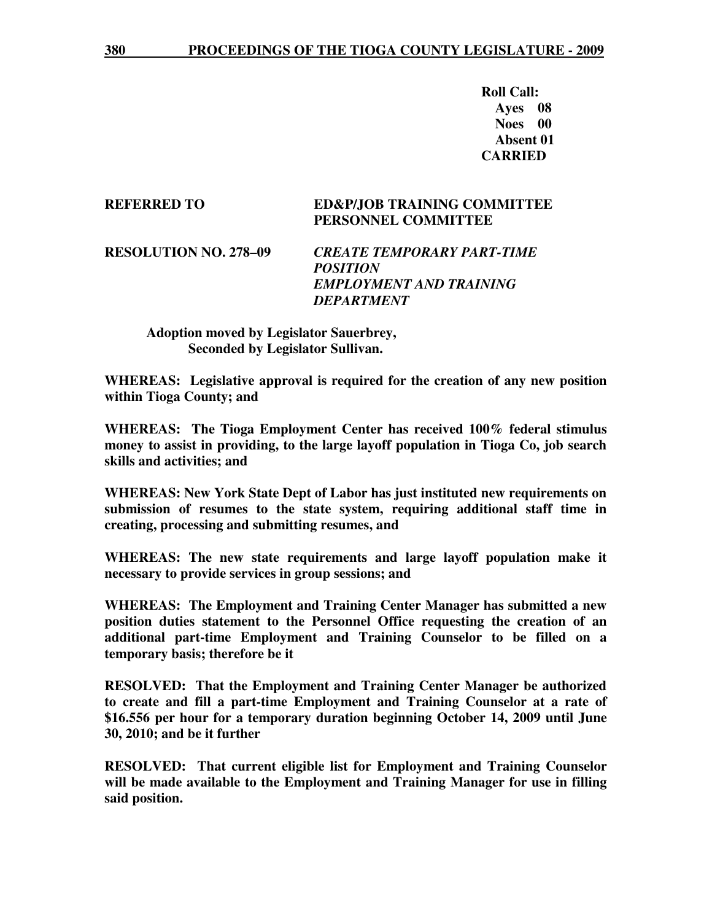**Roll Call:**
**Ayes 08**
**Noes 00**
**Absent 01**
**CARRIED**

**REFERRED TO** **ED&P/JOB TRAINING COMMITTEE**
**PERSONNEL COMMITTEE**

**RESOLUTION NO. 278–09** ***CREATE TEMPORARY PART-TIME POSITION EMPLOYMENT AND TRAINING DEPARTMENT***

**Adoption moved by Legislator Sauerbrey,**
**Seconded by Legislator Sullivan.**

**WHEREAS: Legislative approval is required for the creation of any new position within Tioga County; and**

**WHEREAS: The Tioga Employment Center has received 100% federal stimulus money to assist in providing, to the large layoff population in Tioga Co, job search skills and activities; and**

**WHEREAS: New York State Dept of Labor has just instituted new requirements on submission of resumes to the state system, requiring additional staff time in creating, processing and submitting resumes, and**

**WHEREAS: The new state requirements and large layoff population make it necessary to provide services in group sessions; and**

**WHEREAS: The Employment and Training Center Manager has submitted a new position duties statement to the Personnel Office requesting the creation of an additional part-time Employment and Training Counselor to be filled on a temporary basis; therefore be it**

**RESOLVED: That the Employment and Training Center Manager be authorized to create and fill a part-time Employment and Training Counselor at a rate of $16.556 per hour for a temporary duration beginning October 14, 2009 until June 30, 2010; and be it further**

**RESOLVED: That current eligible list for Employment and Training Counselor will be made available to the Employment and Training Manager for use in filling said position.**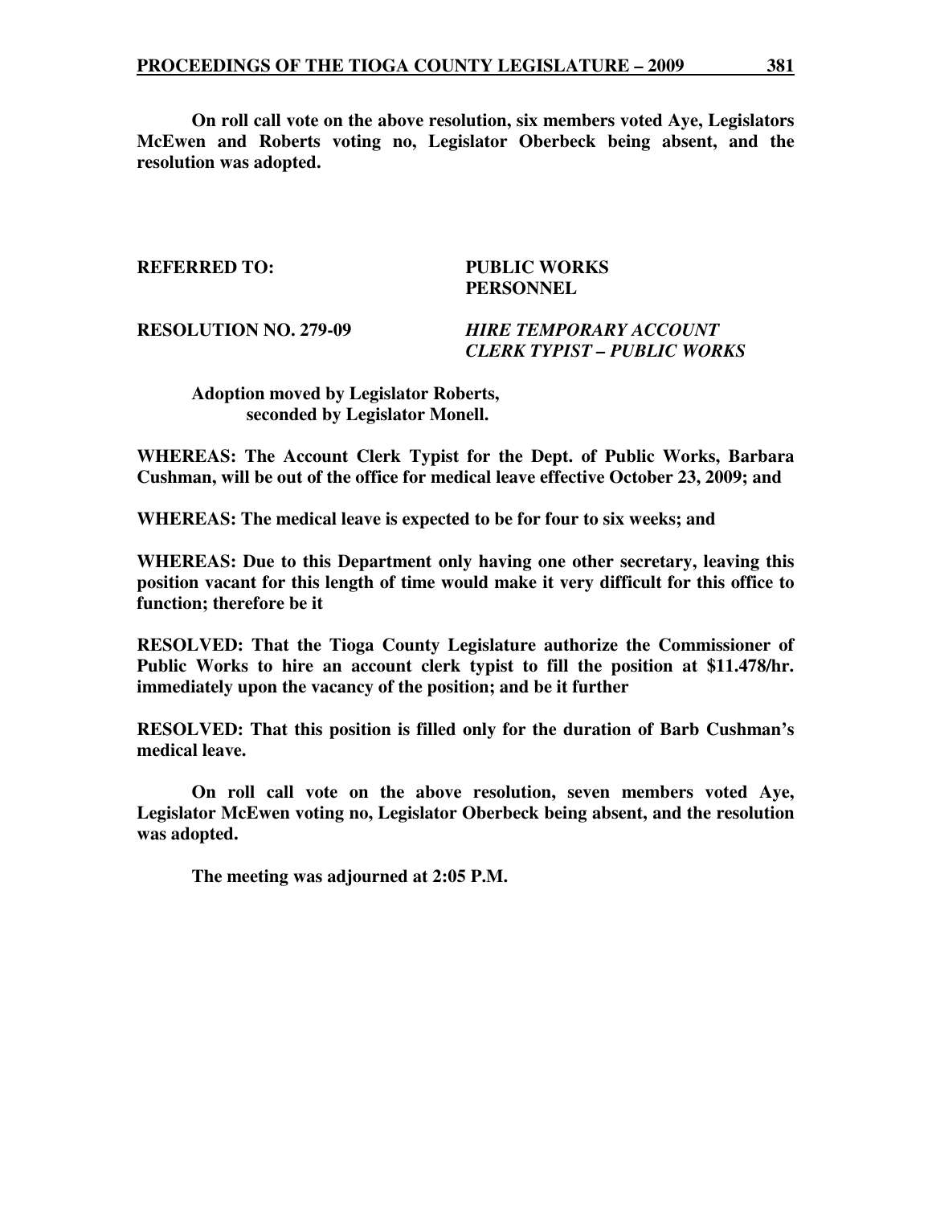**On roll call vote on the above resolution, six members voted Aye, Legislators McEwen and Roberts voting no, Legislator Oberbeck being absent, and the resolution was adopted.**

**REFERRED TO:** **PUBLIC WORKS**
**PERSONNEL**

**RESOLUTION NO. 279-09** ***HIRE TEMPORARY ACCOUNT CLERK TYPIST – PUBLIC WORKS***

**Adoption moved by Legislator Roberts,
seconded by Legislator Monell.**

**WHEREAS: The Account Clerk Typist for the Dept. of Public Works, Barbara Cushman, will be out of the office for medical leave effective October 23, 2009; and**

**WHEREAS: The medical leave is expected to be for four to six weeks; and**

**WHEREAS: Due to this Department only having one other secretary, leaving this position vacant for this length of time would make it very difficult for this office to function; therefore be it**

**RESOLVED: That the Tioga County Legislature authorize the Commissioner of Public Works to hire an account clerk typist to fill the position at $11.478/hr. immediately upon the vacancy of the position; and be it further**

**RESOLVED: That this position is filled only for the duration of Barb Cushman's medical leave.**

**On roll call vote on the above resolution, seven members voted Aye, Legislator McEwen voting no, Legislator Oberbeck being absent, and the resolution was adopted.**

**The meeting was adjourned at 2:05 P.M.**